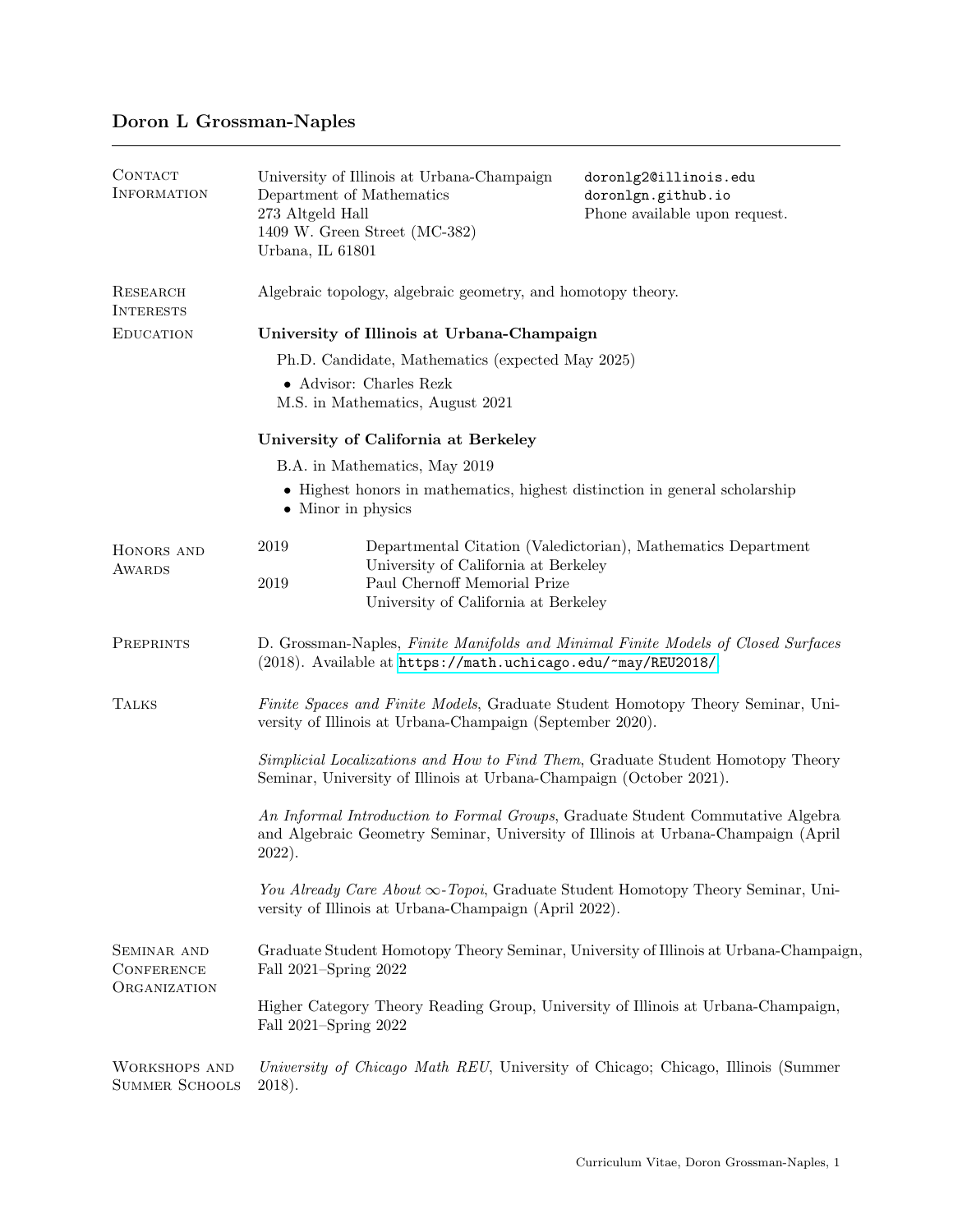# Doron L Grossman-Naples

---

## Contact Information

University of Illinois at Urbana-Champaign
Department of Mathematics
273 Altgeld Hall
1409 W. Green Street (MC-382)
Urbana, IL 61801

doronlg2@illinois.edu
doronlgn.github.io
Phone available upon request.

## Research Interests

Algebraic topology, algebraic geometry, and homotopy theory.

## Education

**University of Illinois at Urbana-Champaign**

Ph.D. Candidate, Mathematics (expected May 2025)

- Advisor: Charles Rezk

M.S. in Mathematics, August 2021

**University of California at Berkeley**

B.A. in Mathematics, May 2019

- Highest honors in mathematics, highest distinction in general scholarship
- Minor in physics

## Honors and Awards

2019 — Departmental Citation (Valedictorian), Mathematics Department, University of California at Berkeley

2019 — Paul Chernoff Memorial Prize, University of California at Berkeley

## Preprints

D. Grossman-Naples, *Finite Manifolds and Minimal Finite Models of Closed Surfaces* (2018). Available at https://math.uchicago.edu/~may/REU2018/

## Talks

*Finite Spaces and Finite Models*, Graduate Student Homotopy Theory Seminar, University of Illinois at Urbana-Champaign (September 2020).

*Simplicial Localizations and How to Find Them*, Graduate Student Homotopy Theory Seminar, University of Illinois at Urbana-Champaign (October 2021).

*An Informal Introduction to Formal Groups*, Graduate Student Commutative Algebra and Algebraic Geometry Seminar, University of Illinois at Urbana-Champaign (April 2022).

*You Already Care About $\infty$-Topoi*, Graduate Student Homotopy Theory Seminar, University of Illinois at Urbana-Champaign (April 2022).

## Seminar and Conference Organization

Graduate Student Homotopy Theory Seminar, University of Illinois at Urbana-Champaign, Fall 2021–Spring 2022

Higher Category Theory Reading Group, University of Illinois at Urbana-Champaign, Fall 2021–Spring 2022

## Workshops and Summer Schools

*University of Chicago Math REU*, University of Chicago; Chicago, Illinois (Summer 2018).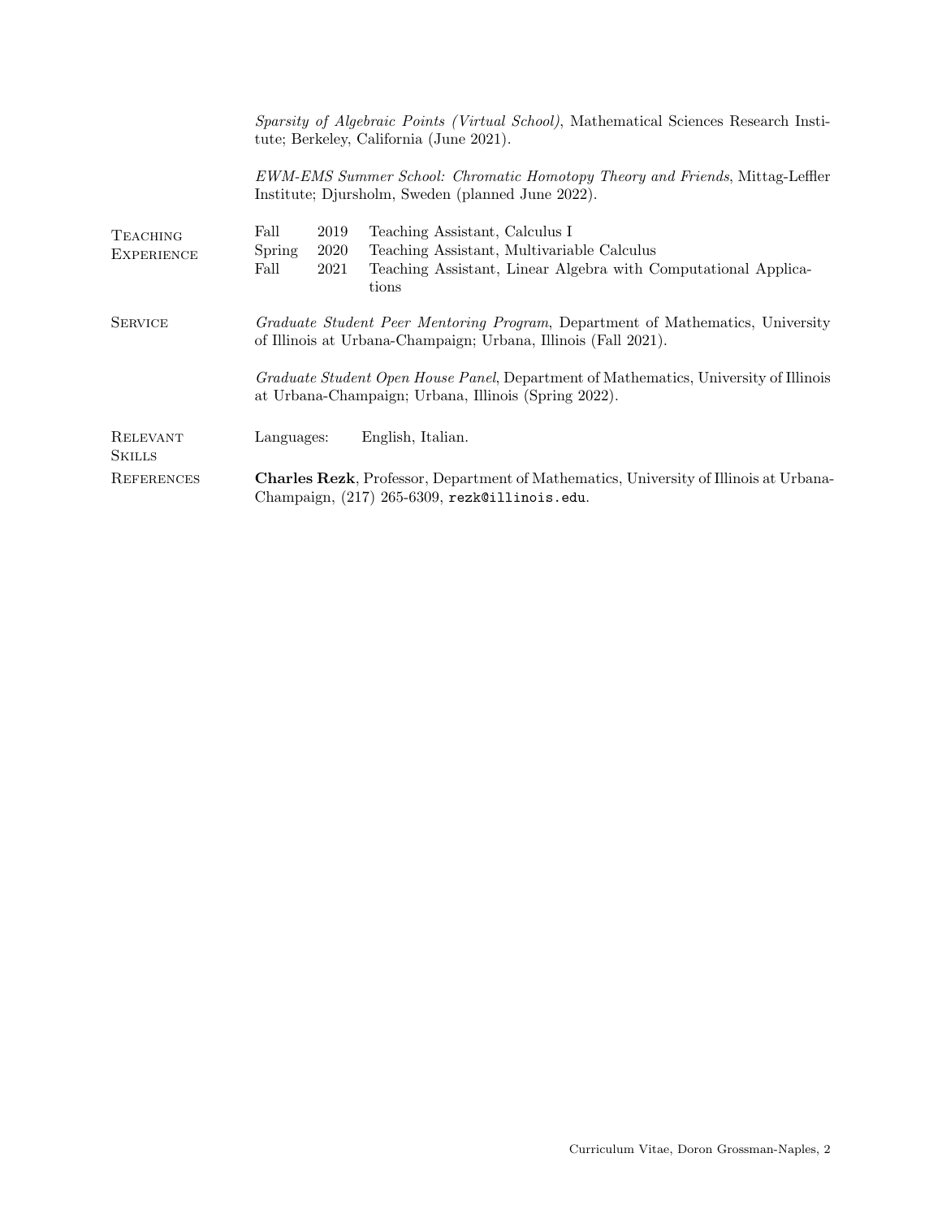*Sparsity of Algebraic Points (Virtual School)*, Mathematical Sciences Research Institute; Berkeley, California (June 2021).

*EWM-EMS Summer School: Chromatic Homotopy Theory and Friends*, Mittag-Leffler Institute; Djursholm, Sweden (planned June 2022).

## Teaching Experience

| | | |
|---|---|---|
| Fall | 2019 | Teaching Assistant, Calculus I |
| Spring | 2020 | Teaching Assistant, Multivariable Calculus |
| Fall | 2021 | Teaching Assistant, Linear Algebra with Computational Applications |

## Service

*Graduate Student Peer Mentoring Program*, Department of Mathematics, University of Illinois at Urbana-Champaign; Urbana, Illinois (Fall 2021).

*Graduate Student Open House Panel*, Department of Mathematics, University of Illinois at Urbana-Champaign; Urbana, Illinois (Spring 2022).

## Relevant Skills

Languages: English, Italian.

## References

**Charles Rezk**, Professor, Department of Mathematics, University of Illinois at Urbana-Champaign, (217) 265-6309, `rezk@illinois.edu`.